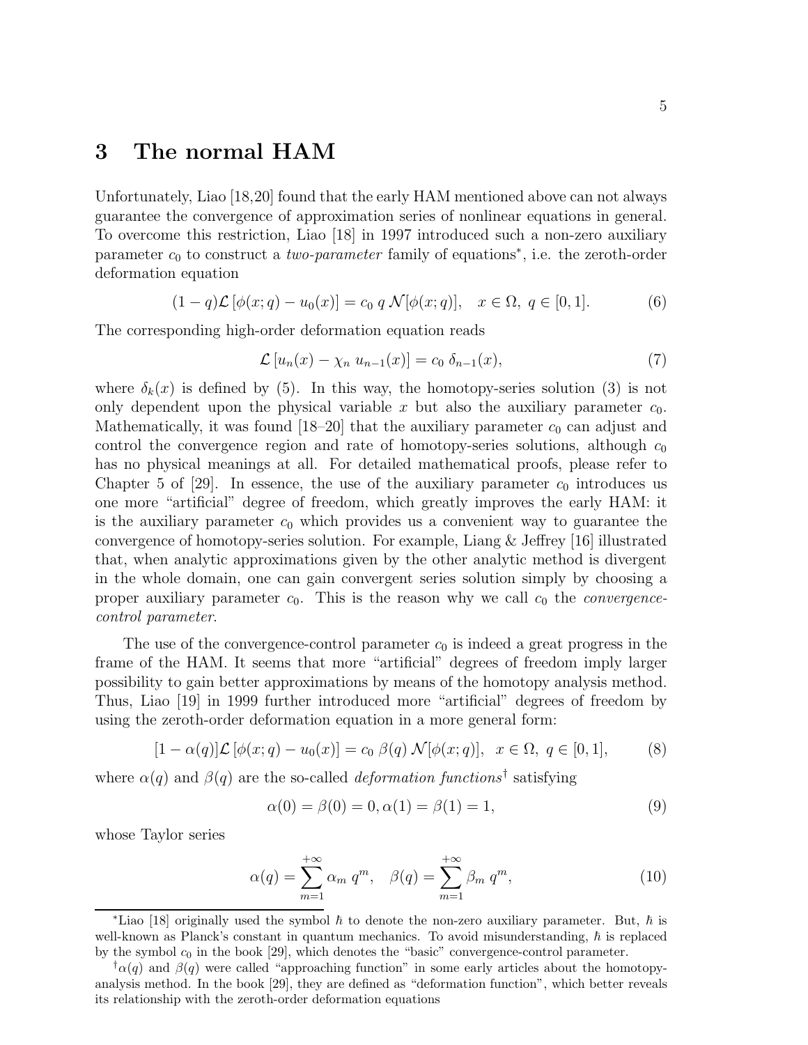## 3 The normal HAM

Unfortunately, Liao [18,20] found that the early HAM mentioned above can not always guarantee the convergence of approximation series of nonlinear equations in general. To overcome this restriction, Liao [18] in 1997 introduced such a non-zero auxiliary parameter $c_0$ to construct a *two-parameter* family of equations*, i.e. the zeroth-order deformation equation

$$(1-q)\mathcal{L}\left[\phi(x;q)-u_0(x)\right] = c_0\, q\, \mathcal{N}[\phi(x;q)], \quad x \in \Omega,\ q \in [0,1]. \tag{6}$$

The corresponding high-order deformation equation reads

$$\mathcal{L}\left[u_n(x) - \chi_n\, u_{n-1}(x)\right] = c_0\, \delta_{n-1}(x), \tag{7}$$

where $\delta_k(x)$ is defined by (5). In this way, the homotopy-series solution (3) is not only dependent upon the physical variable $x$ but also the auxiliary parameter $c_0$. Mathematically, it was found [18–20] that the auxiliary parameter $c_0$ can adjust and control the convergence region and rate of homotopy-series solutions, although $c_0$ has no physical meanings at all. For detailed mathematical proofs, please refer to Chapter 5 of [29]. In essence, the use of the auxiliary parameter $c_0$ introduces us one more "artificial" degree of freedom, which greatly improves the early HAM: it is the auxiliary parameter $c_0$ which provides us a convenient way to guarantee the convergence of homotopy-series solution. For example, Liang & Jeffrey [16] illustrated that, when analytic approximations given by the other analytic method is divergent in the whole domain, one can gain convergent series solution simply by choosing a proper auxiliary parameter $c_0$. This is the reason why we call $c_0$ the *convergence-control parameter*.

The use of the convergence-control parameter $c_0$ is indeed a great progress in the frame of the HAM. It seems that more "artificial" degrees of freedom imply larger possibility to gain better approximations by means of the homotopy analysis method. Thus, Liao [19] in 1999 further introduced more "artificial" degrees of freedom by using the zeroth-order deformation equation in a more general form:

$$[1-\alpha(q)]\mathcal{L}\left[\phi(x;q)-u_0(x)\right] = c_0\, \beta(q)\, \mathcal{N}[\phi(x;q)], \quad x \in \Omega,\ q \in [0,1], \tag{8}$$

where $\alpha(q)$ and $\beta(q)$ are the so-called *deformation functions*† satisfying

$$\alpha(0) = \beta(0) = 0, \alpha(1) = \beta(1) = 1, \tag{9}$$

whose Taylor series

$$\alpha(q) = \sum_{m=1}^{+\infty} \alpha_m\, q^m, \quad \beta(q) = \sum_{m=1}^{+\infty} \beta_m\, q^m, \tag{10}$$

---

*Liao [18] originally used the symbol $\hbar$ to denote the non-zero auxiliary parameter. But, $\hbar$ is well-known as Planck's constant in quantum mechanics. To avoid misunderstanding, $\hbar$ is replaced by the symbol $c_0$ in the book [29], which denotes the "basic" convergence-control parameter.

†$\alpha(q)$ and $\beta(q)$ were called "approaching function" in some early articles about the homotopy-analysis method. In the book [29], they are defined as "deformation function", which better reveals its relationship with the zeroth-order deformation equations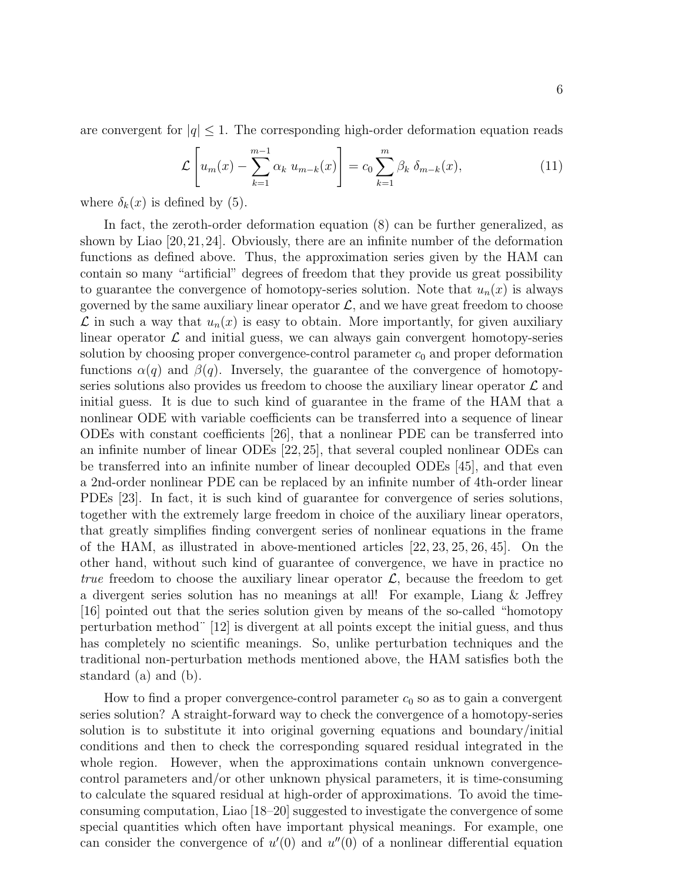are convergent for $|q| \leq 1$. The corresponding high-order deformation equation reads

$$\mathcal{L}\left[u_m(x) - \sum_{k=1}^{m-1} \alpha_k \; u_{m-k}(x)\right] = c_0 \sum_{k=1}^{m} \beta_k \; \delta_{m-k}(x), \tag{11}$$

where $\delta_k(x)$ is defined by (5).

In fact, the zeroth-order deformation equation (8) can be further generalized, as shown by Liao [20,21,24]. Obviously, there are an infinite number of the deformation functions as defined above. Thus, the approximation series given by the HAM can contain so many "artificial" degrees of freedom that they provide us great possibility to guarantee the convergence of homotopy-series solution. Note that $u_n(x)$ is always governed by the same auxiliary linear operator $\mathcal{L}$, and we have great freedom to choose $\mathcal{L}$ in such a way that $u_n(x)$ is easy to obtain. More importantly, for given auxiliary linear operator $\mathcal{L}$ and initial guess, we can always gain convergent homotopy-series solution by choosing proper convergence-control parameter $c_0$ and proper deformation functions $\alpha(q)$ and $\beta(q)$. Inversely, the guarantee of the convergence of homotopy-series solutions also provides us freedom to choose the auxiliary linear operator $\mathcal{L}$ and initial guess. It is due to such kind of guarantee in the frame of the HAM that a nonlinear ODE with variable coefficients can be transferred into a sequence of linear ODEs with constant coefficients [26], that a nonlinear PDE can be transferred into an infinite number of linear ODEs [22,25], that several coupled nonlinear ODEs can be transferred into an infinite number of linear decoupled ODEs [45], and that even a 2nd-order nonlinear PDE can be replaced by an infinite number of 4th-order linear PDEs [23]. In fact, it is such kind of guarantee for convergence of series solutions, together with the extremely large freedom in choice of the auxiliary linear operators, that greatly simplifies finding convergent series of nonlinear equations in the frame of the HAM, as illustrated in above-mentioned articles [22, 23, 25, 26, 45]. On the other hand, without such kind of guarantee of convergence, we have in practice no *true* freedom to choose the auxiliary linear operator $\mathcal{L}$, because the freedom to get a divergent series solution has no meanings at all! For example, Liang & Jeffrey [16] pointed out that the series solution given by means of the so-called "homotopy perturbation method¨ [12] is divergent at all points except the initial guess, and thus has completely no scientific meanings. So, unlike perturbation techniques and the traditional non-perturbation methods mentioned above, the HAM satisfies both the standard (a) and (b).

How to find a proper convergence-control parameter $c_0$ so as to gain a convergent series solution? A straight-forward way to check the convergence of a homotopy-series solution is to substitute it into original governing equations and boundary/initial conditions and then to check the corresponding squared residual integrated in the whole region. However, when the approximations contain unknown convergence-control parameters and/or other unknown physical parameters, it is time-consuming to calculate the squared residual at high-order of approximations. To avoid the time-consuming computation, Liao [18–20] suggested to investigate the convergence of some special quantities which often have important physical meanings. For example, one can consider the convergence of $u'(0)$ and $u''(0)$ of a nonlinear differential equation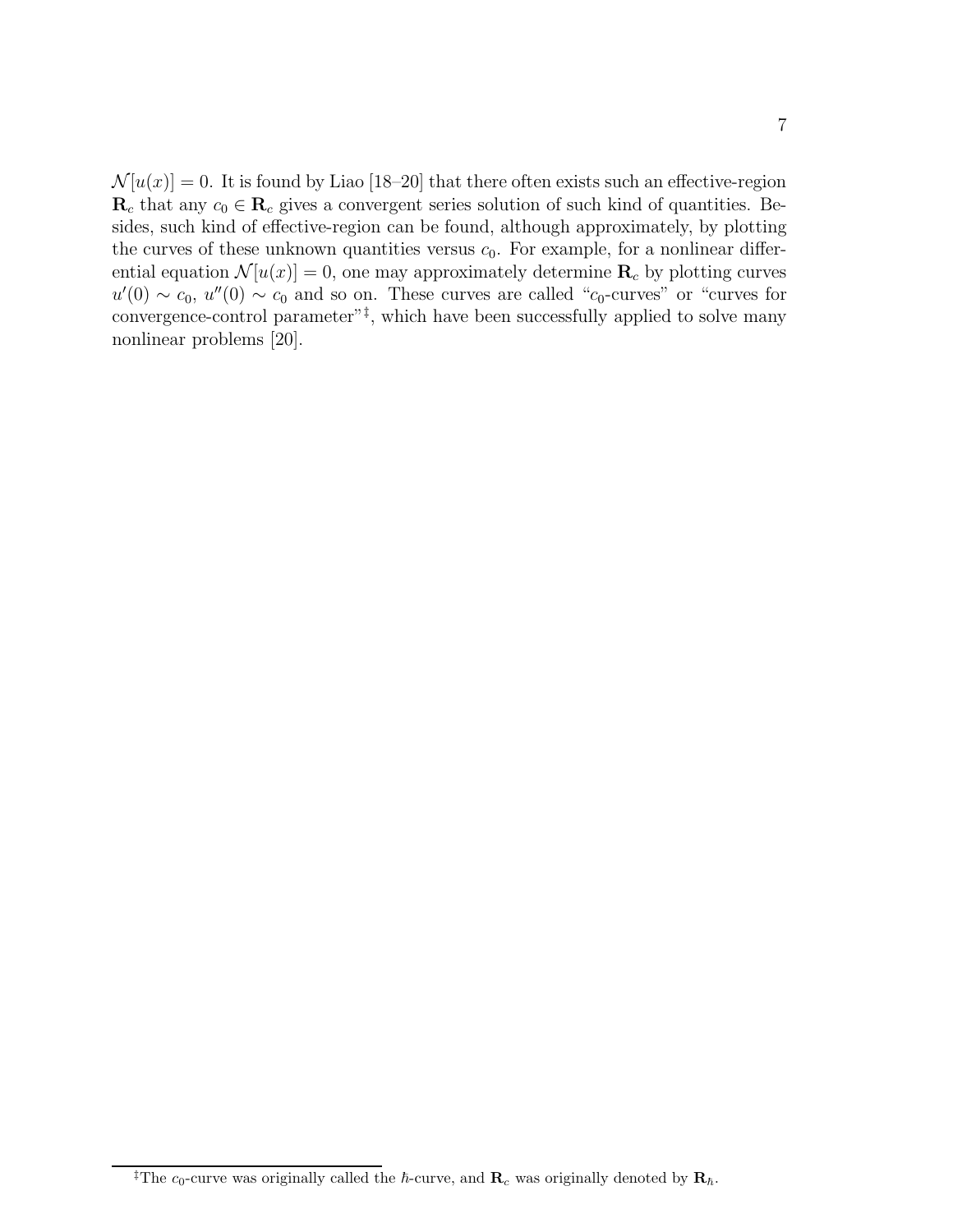$\mathcal{N}[u(x)] = 0$. It is found by Liao [18–20] that there often exists such an effective-region $\mathbf{R}_c$ that any $c_0 \in \mathbf{R}_c$ gives a convergent series solution of such kind of quantities. Besides, such kind of effective-region can be found, although approximately, by plotting the curves of these unknown quantities versus $c_0$. For example, for a nonlinear differential equation $\mathcal{N}[u(x)] = 0$, one may approximately determine $\mathbf{R}_c$ by plotting curves $u'(0) \sim c_0$, $u''(0) \sim c_0$ and so on. These curves are called "$c_0$-curves" or "curves for convergence-control parameter"[‡], which have been successfully applied to solve many nonlinear problems [20].

---

[‡]The $c_0$-curve was originally called the $\hbar$-curve, and $\mathbf{R}_c$ was originally denoted by $\mathbf{R}_\hbar$.